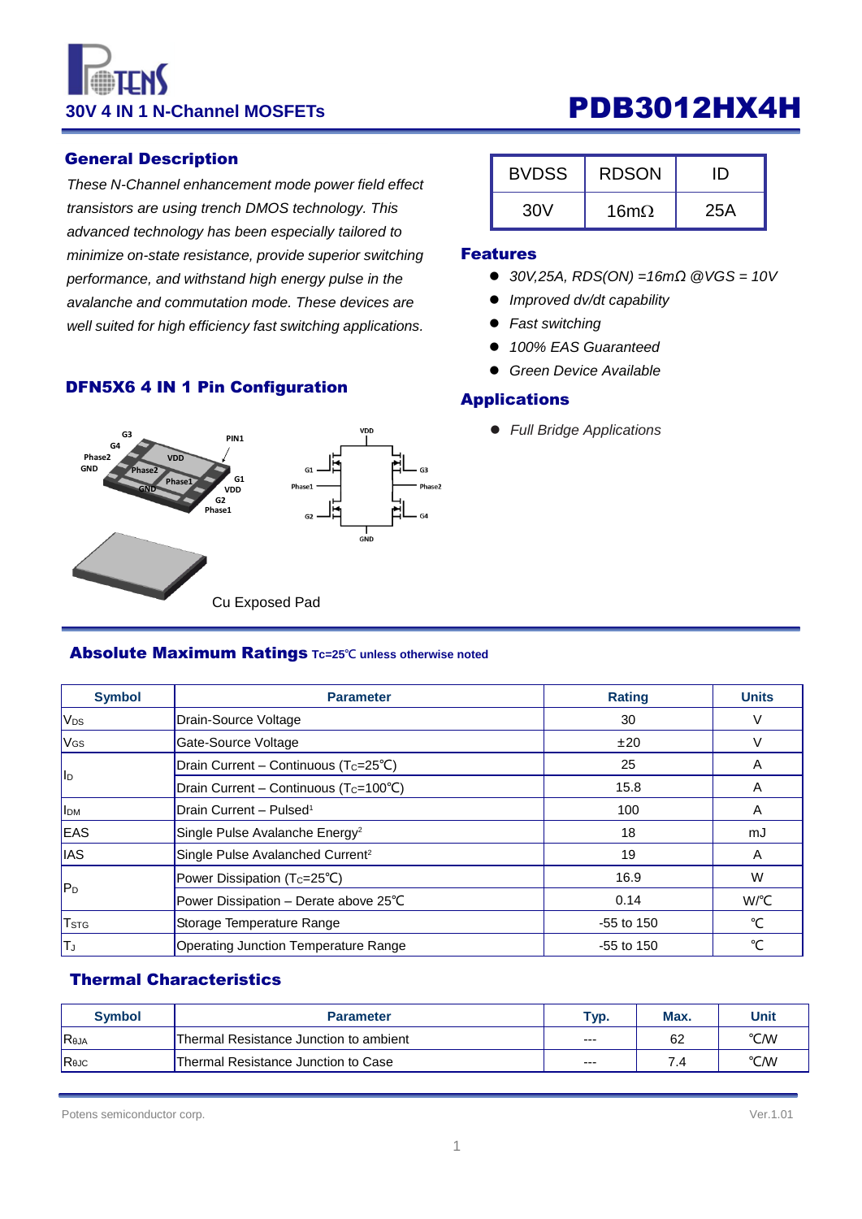# PDB3012HX4H

30V 4 IN 1 N-Channel MOSFETs

## General Description

*These N-Channel enhancement mode power field effect transistors are using trench DMOS technology. This advanced technology has been especially tailored to minimize on-state resistance, provide superior switching performance, and withstand high energy pulse in the avalanche and commutation mode. These devices are well suited for high efficiency fast switching applications.*

| BVDSS | RDSON | ID |
|---|---|---|
| 30V | 16mΩ | 25A |

## Features

- *30V,25A, RDS(ON) =16mΩ @VGS = 10V*
- *Improved dv/dt capability*
- *Fast switching*
- *100% EAS Guaranteed*
- *Green Device Available*

## Applications

- *Full Bridge Applications*

## DFN5X6 4 IN 1 Pin Configuration

G3, G4, Phase2, GND, VDD, Phase2, Phase1, GND, PIN1, G1, VDD, G2, Phase1

VDD, G1, Phase1, G2, G3, Phase2, G4, GND

Cu Exposed Pad

## Absolute Maximum Ratings Tc=25℃ unless otherwise noted

| Symbol | Parameter | Rating | Units |
|---|---|---|---|
| $V_{DS}$ | Drain-Source Voltage | 30 | V |
| $V_{GS}$ | Gate-Source Voltage | ±20 | V |
| $I_D$ | Drain Current – Continuous ($T_C$=25℃) | 25 | A |
| | Drain Current – Continuous ($T_C$=100℃) | 15.8 | A |
| $I_{DM}$ | Drain Current – Pulsed[1] | 100 | A |
| EAS | Single Pulse Avalanche Energy[2] | 18 | mJ |
| IAS | Single Pulse Avalanched Current[2] | 19 | A |
| $P_D$ | Power Dissipation ($T_C$=25℃) | 16.9 | W |
| | Power Dissipation – Derate above 25℃ | 0.14 | W/℃ |
| $T_{STG}$ | Storage Temperature Range | -55 to 150 | ℃ |
| $T_J$ | Operating Junction Temperature Range | -55 to 150 | ℃ |

## Thermal Characteristics

| Symbol | Parameter | Typ. | Max. | Unit |
|---|---|---|---|---|
| $R_{\theta JA}$ | Thermal Resistance Junction to ambient | --- | 62 | ℃/W |
| $R_{\theta JC}$ | Thermal Resistance Junction to Case | --- | 7.4 | ℃/W |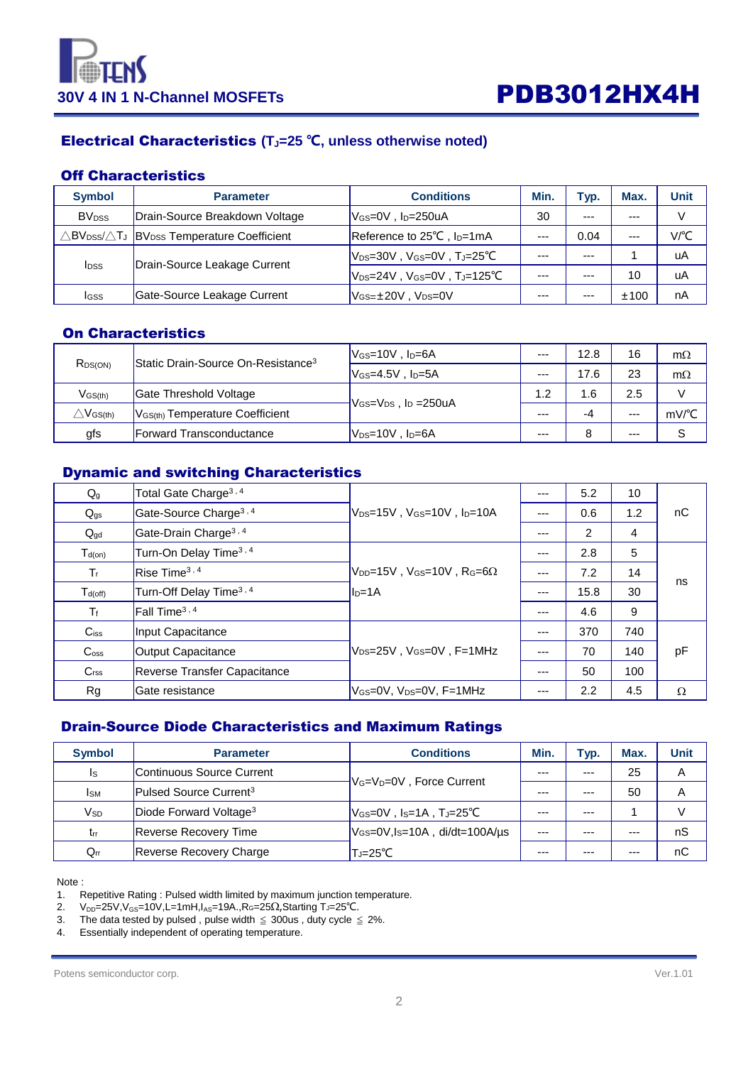## Electrical Characteristics ($T_J$=25 ℃, unless otherwise noted)

### Off Characteristics

| Symbol | Parameter | Conditions | Min. | Typ. | Max. | Unit |
|---|---|---|---|---|---|---|
| $BV_{DSS}$ | Drain-Source Breakdown Voltage | $V_{GS}$=0V , $I_D$=250uA | 30 | --- | --- | V |
| $\triangle BV_{DSS}/\triangle T_J$ | $BV_{DSS}$ Temperature Coefficient | Reference to 25℃ , $I_D$=1mA | --- | 0.04 | --- | V/℃ |
| $I_{DSS}$ | Drain-Source Leakage Current | $V_{DS}$=30V , $V_{GS}$=0V , $T_J$=25℃ | --- | --- | 1 | uA |
| | | $V_{DS}$=24V , $V_{GS}$=0V , $T_J$=125℃ | --- | --- | 10 | uA |
| $I_{GSS}$ | Gate-Source Leakage Current | $V_{GS}$=±20V , $V_{DS}$=0V | --- | --- | ±100 | nA |

### On Characteristics

| Symbol | Parameter | Conditions | Min. | Typ. | Max. | Unit |
|---|---|---|---|---|---|---|
| $R_{DS(ON)}$ | Static Drain-Source On-Resistance[3] | $V_{GS}$=10V , $I_D$=6A | --- | 12.8 | 16 | mΩ |
| | | $V_{GS}$=4.5V , $I_D$=5A | --- | 17.6 | 23 | mΩ |
| $V_{GS(th)}$ | Gate Threshold Voltage | $V_{GS}$=$V_{DS}$ , $I_D$ =250uA | 1.2 | 1.6 | 2.5 | V |
| $\triangle V_{GS(th)}$ | $V_{GS(th)}$ Temperature Coefficient | | --- | -4 | --- | mV/℃ |
| gfs | Forward Transconductance | $V_{DS}$=10V , $I_D$=6A | --- | 8 | --- | S |

### Dynamic and switching Characteristics

| Symbol | Parameter | Conditions | Min. | Typ. | Max. | Unit |
|---|---|---|---|---|---|---|
| $Q_g$ | Total Gate Charge[3,4] | $V_{DS}$=15V , $V_{GS}$=10V , $I_D$=10A | --- | 5.2 | 10 | nC |
| $Q_{gs}$ | Gate-Source Charge[3,4] | | --- | 0.6 | 1.2 | |
| $Q_{gd}$ | Gate-Drain Charge[3,4] | | --- | 2 | 4 | |
| $T_{d(on)}$ | Turn-On Delay Time[3,4] | $V_{DD}$=15V , $V_{GS}$=10V , $R_G$=6Ω $I_D$=1A | --- | 2.8 | 5 | ns |
| $T_r$ | Rise Time[3,4] | | --- | 7.2 | 14 | |
| $T_{d(off)}$ | Turn-Off Delay Time[3,4] | | --- | 15.8 | 30 | |
| $T_f$ | Fall Time[3,4] | | --- | 4.6 | 9 | |
| $C_{iss}$ | Input Capacitance | $V_{DS}$=25V , $V_{GS}$=0V , F=1MHz | --- | 370 | 740 | pF |
| $C_{oss}$ | Output Capacitance | | --- | 70 | 140 | |
| $C_{rss}$ | Reverse Transfer Capacitance | | --- | 50 | 100 | |
| Rg | Gate resistance | $V_{GS}$=0V, $V_{DS}$=0V, F=1MHz | --- | 2.2 | 4.5 | Ω |

### Drain-Source Diode Characteristics and Maximum Ratings

| Symbol | Parameter | Conditions | Min. | Typ. | Max. | Unit |
|---|---|---|---|---|---|---|
| $I_S$ | Continuous Source Current | $V_G$=$V_D$=0V , Force Current | --- | --- | 25 | A |
| $I_{SM}$ | Pulsed Source Current[3] | | --- | --- | 50 | A |
| $V_{SD}$ | Diode Forward Voltage[3] | $V_{GS}$=0V , $I_S$=1A , $T_J$=25℃ | --- | --- | 1 | V |
| $t_{rr}$ | Reverse Recovery Time | $V_{GS}$=0V,$I_S$=10A , di/dt=100A/µs $T_J$=25℃ | --- | --- | --- | nS |
| $Q_{rr}$ | Reverse Recovery Charge | | --- | --- | --- | nC |

Note :

1. Repetitive Rating : Pulsed width limited by maximum junction temperature.
2. $V_{DD}$=25V,$V_{GS}$=10V,L=1mH,$I_{AS}$=19A.,$R_G$=25Ω,Starting $T_J$=25℃.
3. The data tested by pulsed , pulse width ≦ 300us , duty cycle ≦ 2%.
4. Essentially independent of operating temperature.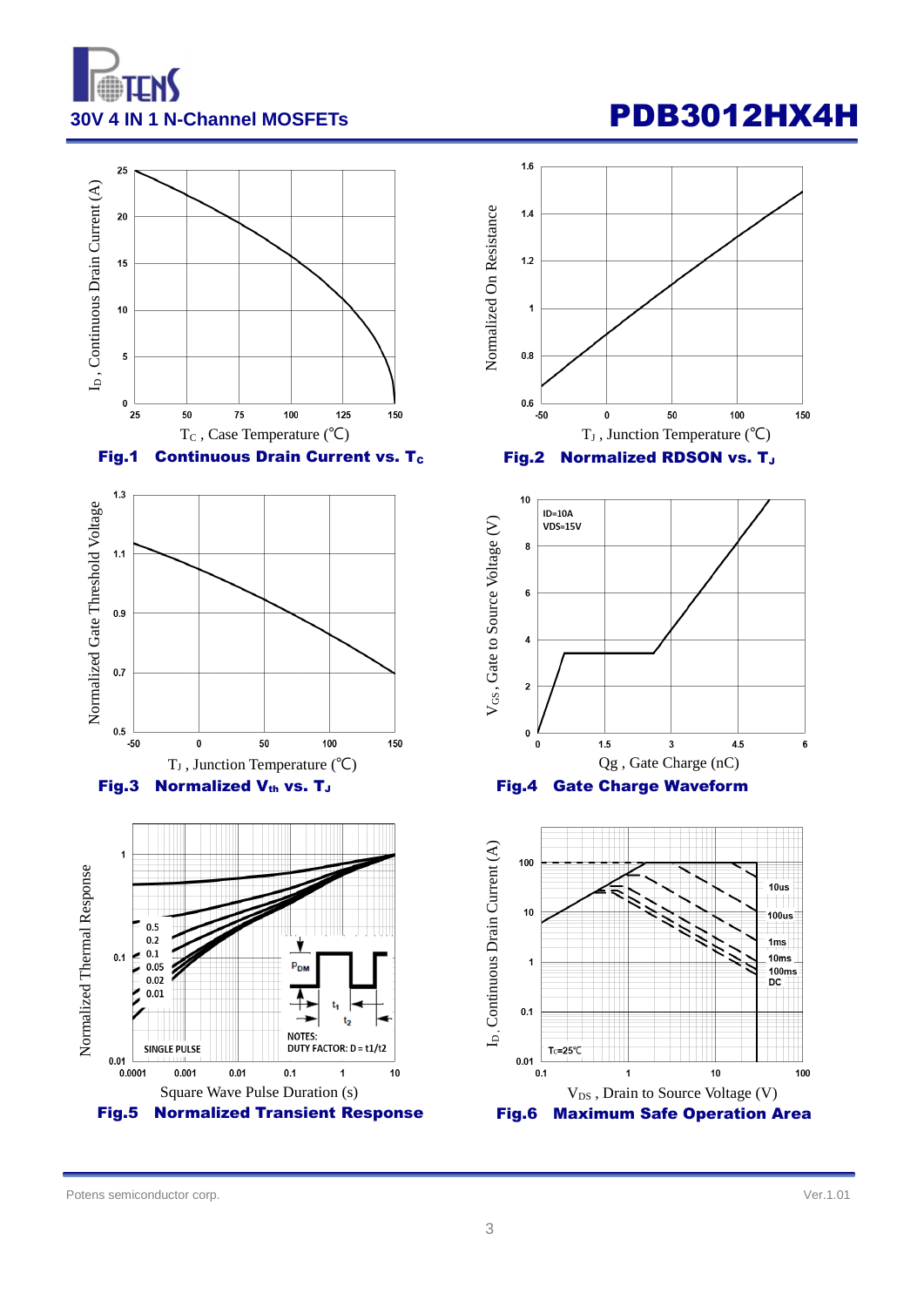Fig.1 Continuous Drain Current vs. $T_c$

Fig.2 Normalized RDSON vs. $T_J$

Fig.3 Normalized $V_{th}$ vs. $T_J$

Fig.4 Gate Charge Waveform

Fig.5 Normalized Transient Response

Fig.6 Maximum Safe Operation Area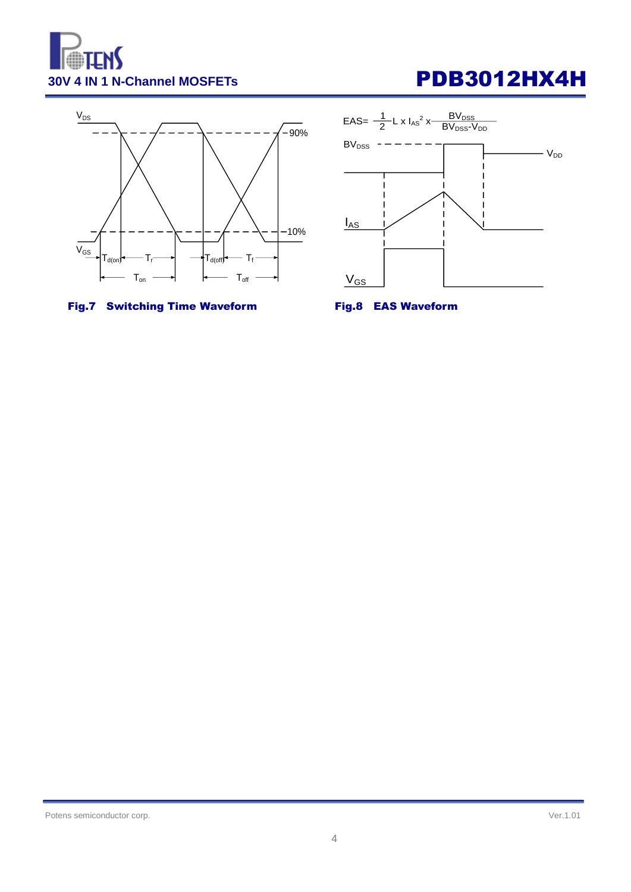$$EAS = \frac{1}{2} L \times I_{AS}^2 \times \frac{BV_{DSS}}{BV_{DSS} - V_{DD}}$$

**Fig.7 Switching Time Waveform**

**Fig.8 EAS Waveform**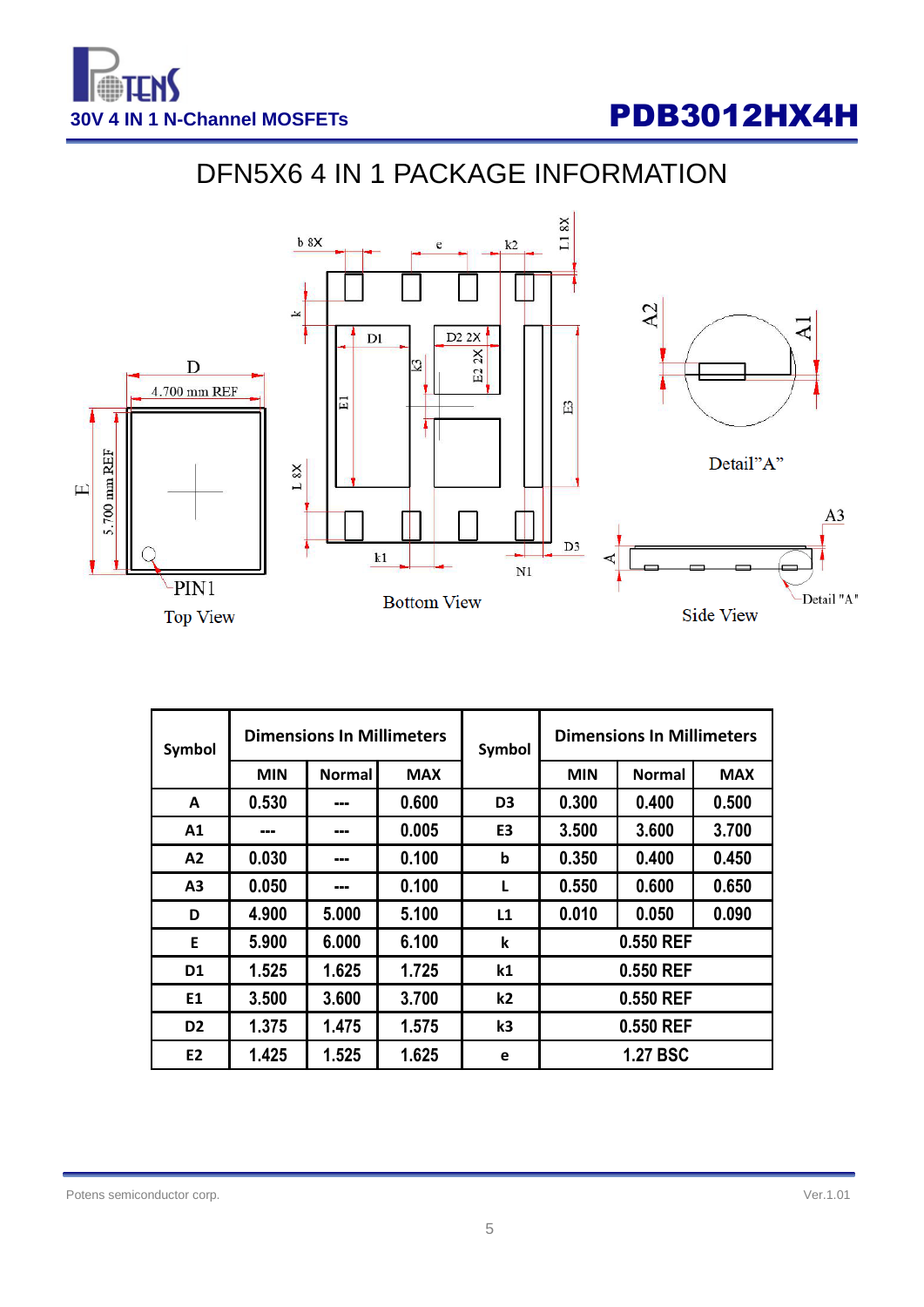# DFN5X6 4 IN 1 PACKAGE INFORMATION

| Symbol | Dimensions In Millimeters | | | Symbol | Dimensions In Millimeters | | |
|---|---|---|---|---|---|---|---|
| | MIN | Normal | MAX | | MIN | Normal | MAX |
| A | 0.530 | --- | 0.600 | D3 | 0.300 | 0.400 | 0.500 |
| A1 | --- | --- | 0.005 | E3 | 3.500 | 3.600 | 3.700 |
| A2 | 0.030 | --- | 0.100 | b | 0.350 | 0.400 | 0.450 |
| A3 | 0.050 | --- | 0.100 | L | 0.550 | 0.600 | 0.650 |
| D | 4.900 | 5.000 | 5.100 | L1 | 0.010 | 0.050 | 0.090 |
| E | 5.900 | 6.000 | 6.100 | k | 0.550 REF | | |
| D1 | 1.525 | 1.625 | 1.725 | k1 | 0.550 REF | | |
| E1 | 3.500 | 3.600 | 3.700 | k2 | 0.550 REF | | |
| D2 | 1.375 | 1.475 | 1.575 | k3 | 0.550 REF | | |
| E2 | 1.425 | 1.525 | 1.625 | e | 1.27 BSC | | |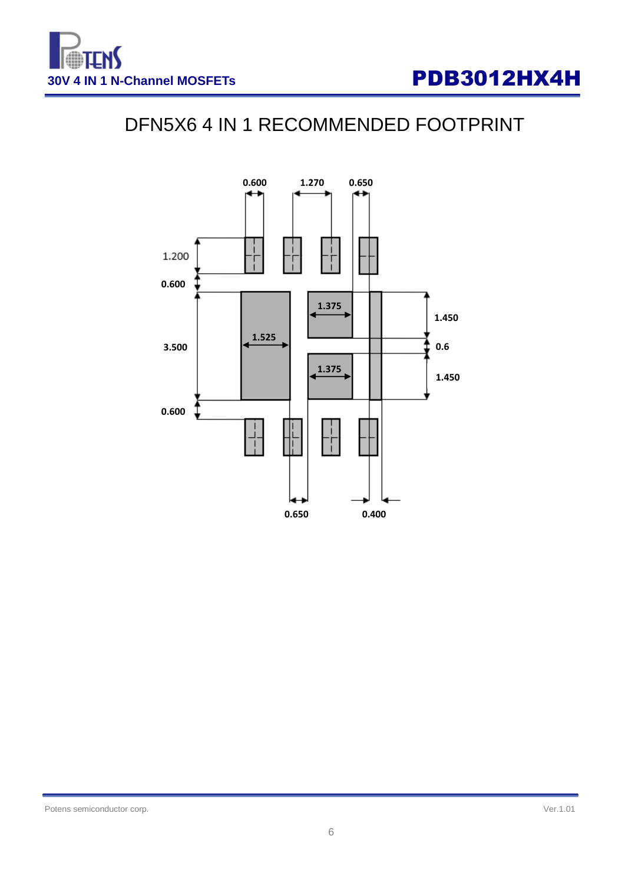# DFN5X6 4 IN 1 RECOMMENDED FOOTPRINT

0.600
1.270
0.650
1.200
0.600
1.375
1.450
1.525
3.500
0.6
1.375
1.450
0.600
0.650
0.400